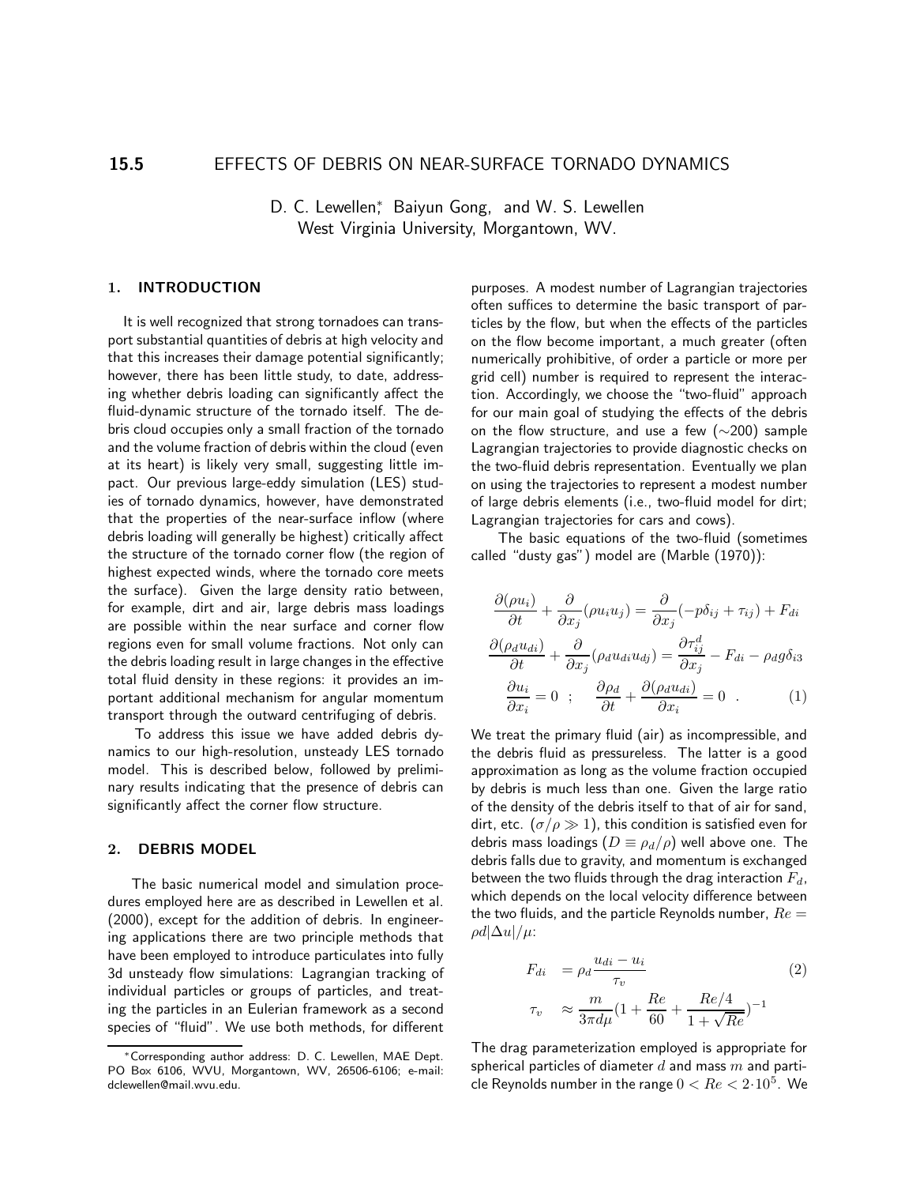# 15.5 EFFECTS OF DEBRIS ON NEAR-SURFACE TORNADO DYNAMICS

D. C. Lewellen,* Baiyun Gong, and W. S. Lewellen
West Virginia University, Morgantown, WV.

## 1. INTRODUCTION

It is well recognized that strong tornadoes can transport substantial quantities of debris at high velocity and that this increases their damage potential significantly; however, there has been little study, to date, addressing whether debris loading can significantly affect the fluid-dynamic structure of the tornado itself. The debris cloud occupies only a small fraction of the tornado and the volume fraction of debris within the cloud (even at its heart) is likely very small, suggesting little impact. Our previous large-eddy simulation (LES) studies of tornado dynamics, however, have demonstrated that the properties of the near-surface inflow (where debris loading will generally be highest) critically affect the structure of the tornado corner flow (the region of highest expected winds, where the tornado core meets the surface). Given the large density ratio between, for example, dirt and air, large debris mass loadings are possible within the near surface and corner flow regions even for small volume fractions. Not only can the debris loading result in large changes in the effective total fluid density in these regions: it provides an important additional mechanism for angular momentum transport through the outward centrifuging of debris.

To address this issue we have added debris dynamics to our high-resolution, unsteady LES tornado model. This is described below, followed by preliminary results indicating that the presence of debris can significantly affect the corner flow structure.

## 2. DEBRIS MODEL

The basic numerical model and simulation procedures employed here are as described in Lewellen et al. (2000), except for the addition of debris. In engineering applications there are two principle methods that have been employed to introduce particulates into fully 3d unsteady flow simulations: Lagrangian tracking of individual particles or groups of particles, and treating the particles in an Eulerian framework as a second species of "fluid". We use both methods, for different purposes. A modest number of Lagrangian trajectories often suffices to determine the basic transport of particles by the flow, but when the effects of the particles on the flow become important, a much greater (often numerically prohibitive, of order a particle or more per grid cell) number is required to represent the interaction. Accordingly, we choose the "two-fluid" approach for our main goal of studying the effects of the debris on the flow structure, and use a few (∼200) sample Lagrangian trajectories to provide diagnostic checks on the two-fluid debris representation. Eventually we plan on using the trajectories to represent a modest number of large debris elements (i.e., two-fluid model for dirt; Lagrangian trajectories for cars and cows).

The basic equations of the two-fluid (sometimes called "dusty gas") model are (Marble (1970)):

$$
\begin{aligned}
\frac{\partial(\rho u_i)}{\partial t} + \frac{\partial}{\partial x_j}(\rho u_i u_j) &= \frac{\partial}{\partial x_j}(-p\delta_{ij} + \tau_{ij}) + F_{di} \\
\frac{\partial(\rho_d u_{di})}{\partial t} + \frac{\partial}{\partial x_j}(\rho_d u_{di} u_{dj}) &= \frac{\partial \tau_{ij}^d}{\partial x_j} - F_{di} - \rho_d g \delta_{i3} \\
\frac{\partial u_i}{\partial x_i} = 0 \quad ; \quad & \frac{\partial \rho_d}{\partial t} + \frac{\partial(\rho_d u_{di})}{\partial x_i} = 0 \quad . \qquad (1)
\end{aligned}
$$

We treat the primary fluid (air) as incompressible, and the debris fluid as pressureless. The latter is a good approximation as long as the volume fraction occupied by debris is much less than one. Given the large ratio of the density of the debris itself to that of air for sand, dirt, etc. ($\sigma/\rho \gg 1$), this condition is satisfied even for debris mass loadings ($D \equiv \rho_d/\rho$) well above one. The debris falls due to gravity, and momentum is exchanged between the two fluids through the drag interaction $F_d$, which depends on the local velocity difference between the two fluids, and the particle Reynolds number, $Re = \rho d|\Delta u|/\mu$:

$$
\begin{aligned}
F_{di} &= \rho_d \frac{u_{di} - u_i}{\tau_v} \qquad (2) \\
\tau_v &\approx \frac{m}{3\pi d\mu}\left(1 + \frac{Re}{60} + \frac{Re/4}{1+\sqrt{Re}}\right)^{-1}
\end{aligned}
$$

The drag parameterization employed is appropriate for spherical particles of diameter $d$ and mass $m$ and particle Reynolds number in the range $0 < Re < 2 \cdot 10^5$. We

---

*Corresponding author address: D. C. Lewellen, MAE Dept. PO Box 6106, WVU, Morgantown, WV, 26506-6106; e-mail: dclewellen@mail.wvu.edu.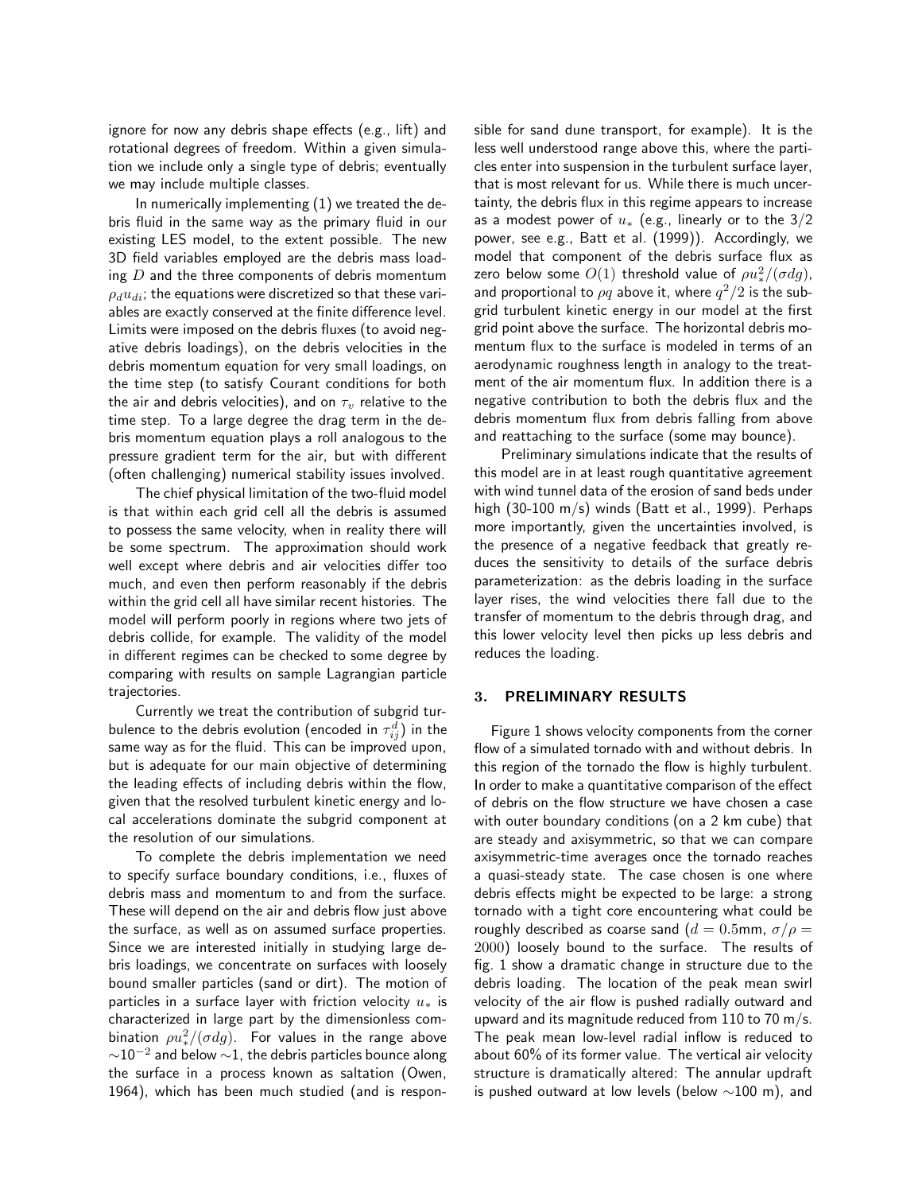ignore for now any debris shape effects (e.g., lift) and rotational degrees of freedom. Within a given simulation we include only a single type of debris; eventually we may include multiple classes.

In numerically implementing (1) we treated the debris fluid in the same way as the primary fluid in our existing LES model, to the extent possible. The new 3D field variables employed are the debris mass loading $D$ and the three components of debris momentum $\rho_d u_{di}$; the equations were discretized so that these variables are exactly conserved at the finite difference level. Limits were imposed on the debris fluxes (to avoid negative debris loadings), on the debris velocities in the debris momentum equation for very small loadings, on the time step (to satisfy Courant conditions for both the air and debris velocities), and on $\tau_v$ relative to the time step. To a large degree the drag term in the debris momentum equation plays a roll analogous to the pressure gradient term for the air, but with different (often challenging) numerical stability issues involved.

The chief physical limitation of the two-fluid model is that within each grid cell all the debris is assumed to possess the same velocity, when in reality there will be some spectrum. The approximation should work well except where debris and air velocities differ too much, and even then perform reasonably if the debris within the grid cell all have similar recent histories. The model will perform poorly in regions where two jets of debris collide, for example. The validity of the model in different regimes can be checked to some degree by comparing with results on sample Lagrangian particle trajectories.

Currently we treat the contribution of subgrid turbulence to the debris evolution (encoded in $\tau^d_{ij}$) in the same way as for the fluid. This can be improved upon, but is adequate for our main objective of determining the leading effects of including debris within the flow, given that the resolved turbulent kinetic energy and local accelerations dominate the subgrid component at the resolution of our simulations.

To complete the debris implementation we need to specify surface boundary conditions, i.e., fluxes of debris mass and momentum to and from the surface. These will depend on the air and debris flow just above the surface, as well as on assumed surface properties. Since we are interested initially in studying large debris loadings, we concentrate on surfaces with loosely bound smaller particles (sand or dirt). The motion of particles in a surface layer with friction velocity $u_*$ is characterized in large part by the dimensionless combination $\rho u_*^2/(\sigma d g)$. For values in the range above $\sim 10^{-2}$ and below $\sim 1$, the debris particles bounce along the surface in a process known as saltation (Owen, 1964), which has been much studied (and is responsible for sand dune transport, for example). It is the less well understood range above this, where the particles enter into suspension in the turbulent surface layer, that is most relevant for us. While there is much uncertainty, the debris flux in this regime appears to increase as a modest power of $u_*$ (e.g., linearly or to the $3/2$ power, see e.g., Batt et al. (1999)). Accordingly, we model that component of the debris surface flux as zero below some $O(1)$ threshold value of $\rho u_*^2/(\sigma d g)$, and proportional to $\rho q$ above it, where $q^2/2$ is the subgrid turbulent kinetic energy in our model at the first grid point above the surface. The horizontal debris momentum flux to the surface is modeled in terms of an aerodynamic roughness length in analogy to the treatment of the air momentum flux. In addition there is a negative contribution to both the debris flux and the debris momentum flux from debris falling from above and reattaching to the surface (some may bounce).

Preliminary simulations indicate that the results of this model are in at least rough quantitative agreement with wind tunnel data of the erosion of sand beds under high (30-100 m/s) winds (Batt et al., 1999). Perhaps more importantly, given the uncertainties involved, is the presence of a negative feedback that greatly reduces the sensitivity to details of the surface debris parameterization: as the debris loading in the surface layer rises, the wind velocities there fall due to the transfer of momentum to the debris through drag, and this lower velocity level then picks up less debris and reduces the loading.

## 3. PRELIMINARY RESULTS

Figure 1 shows velocity components from the corner flow of a simulated tornado with and without debris. In this region of the tornado the flow is highly turbulent. In order to make a quantitative comparison of the effect of debris on the flow structure we have chosen a case with outer boundary conditions (on a 2 km cube) that are steady and axisymmetric, so that we can compare axisymmetric-time averages once the tornado reaches a quasi-steady state. The case chosen is one where debris effects might be expected to be large: a strong tornado with a tight core encountering what could be roughly described as coarse sand ($d = 0.5$mm, $\sigma/\rho = 2000$) loosely bound to the surface. The results of fig. 1 show a dramatic change in structure due to the debris loading. The location of the peak mean swirl velocity of the air flow is pushed radially outward and upward and its magnitude reduced from 110 to 70 m/s. The peak mean low-level radial inflow is reduced to about 60% of its former value. The vertical air velocity structure is dramatically altered: The annular updraft is pushed outward at low levels (below $\sim$100 m), and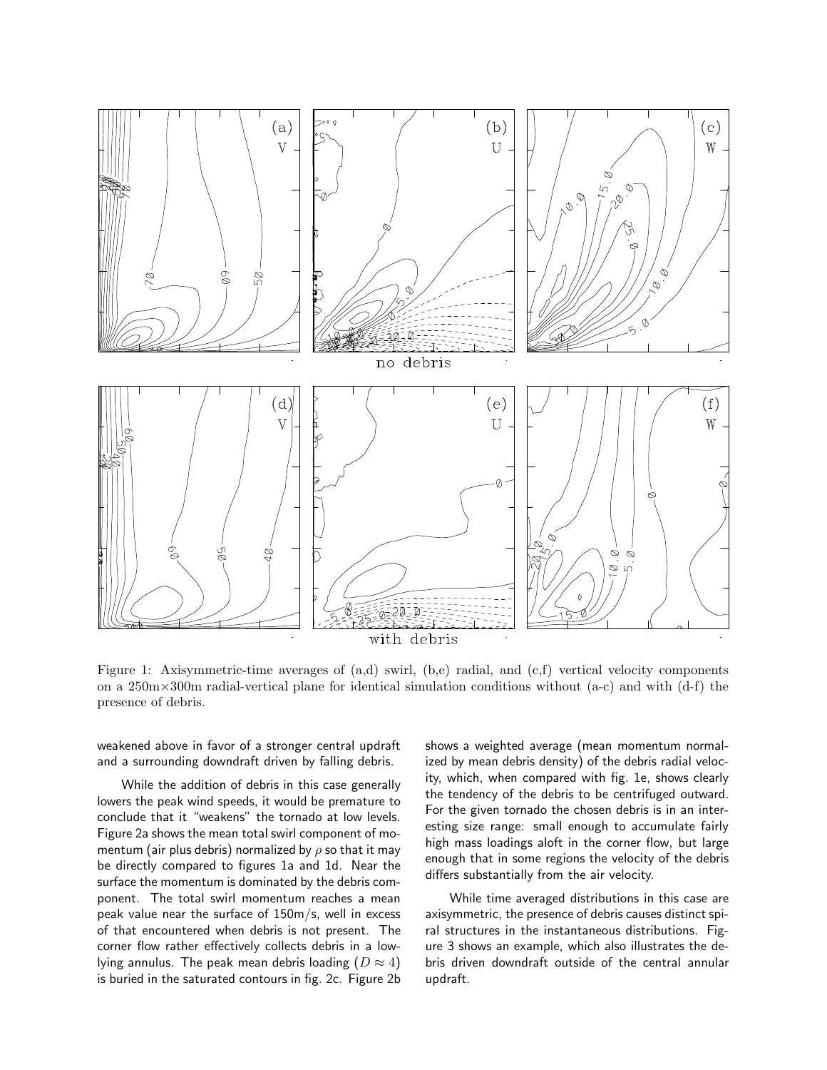Figure 1: Axisymmetric-time averages of (a,d) swirl, (b,e) radial, and (c,f) vertical velocity components on a 250m×300m radial-vertical plane for identical simulation conditions without (a-c) and with (d-f) the presence of debris.

weakened above in favor of a stronger central updraft and a surrounding downdraft driven by falling debris.

While the addition of debris in this case generally lowers the peak wind speeds, it would be premature to conclude that it "weakens" the tornado at low levels. Figure 2a shows the mean total swirl component of momentum (air plus debris) normalized by $\rho$ so that it may be directly compared to figures 1a and 1d. Near the surface the momentum is dominated by the debris component. The total swirl momentum reaches a mean peak value near the surface of 150m/s, well in excess of that encountered when debris is not present. The corner flow rather effectively collects debris in a low-lying annulus. The peak mean debris loading ($D \approx 4$) is buried in the saturated contours in fig. 2c. Figure 2b shows a weighted average (mean momentum normalized by mean debris density) of the debris radial velocity, which, when compared with fig. 1e, shows clearly the tendency of the debris to be centrifuged outward. For the given tornado the chosen debris is in an interesting size range: small enough to accumulate fairly high mass loadings aloft in the corner flow, but large enough that in some regions the velocity of the debris differs substantially from the air velocity.

While time averaged distributions in this case are axisymmetric, the presence of debris causes distinct spiral structures in the instantaneous distributions. Figure 3 shows an example, which also illustrates the debris driven downdraft outside of the central annular updraft.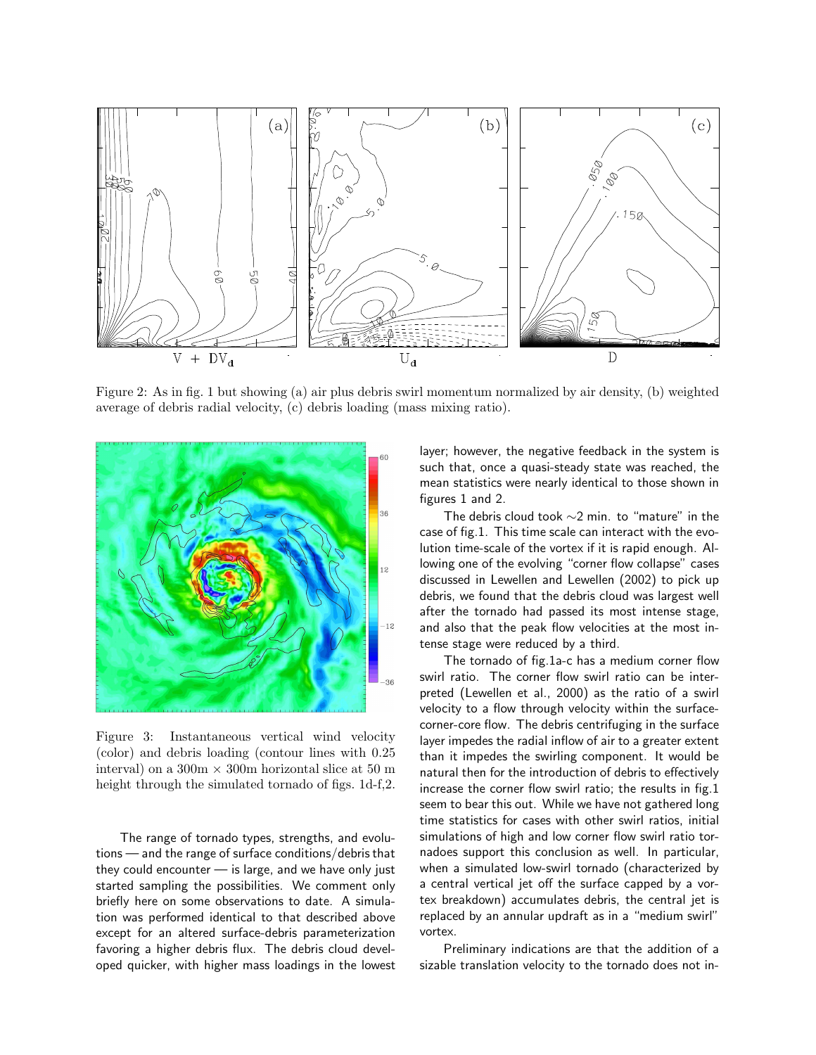Figure 2: As in fig. 1 but showing (a) air plus debris swirl momentum normalized by air density, (b) weighted average of debris radial velocity, (c) debris loading (mass mixing ratio).

Figure 3: Instantaneous vertical wind velocity (color) and debris loading (contour lines with 0.25 interval) on a 300m × 300m horizontal slice at 50 m height through the simulated tornado of figs. 1d-f,2.

The range of tornado types, strengths, and evolutions — and the range of surface conditions/debris that they could encounter — is large, and we have only just started sampling the possibilities. We comment only briefly here on some observations to date. A simulation was performed identical to that described above except for an altered surface-debris parameterization favoring a higher debris flux. The debris cloud developed quicker, with higher mass loadings in the lowest layer; however, the negative feedback in the system is such that, once a quasi-steady state was reached, the mean statistics were nearly identical to those shown in figures 1 and 2.

The debris cloud took ∼2 min. to "mature" in the case of fig.1. This time scale can interact with the evolution time-scale of the vortex if it is rapid enough. Allowing one of the evolving "corner flow collapse" cases discussed in Lewellen and Lewellen (2002) to pick up debris, we found that the debris cloud was largest well after the tornado had passed its most intense stage, and also that the peak flow velocities at the most intense stage were reduced by a third.

The tornado of fig.1a-c has a medium corner flow swirl ratio. The corner flow swirl ratio can be interpreted (Lewellen et al., 2000) as the ratio of a swirl velocity to a flow through velocity within the surface-corner-core flow. The debris centrifuging in the surface layer impedes the radial inflow of air to a greater extent than it impedes the swirling component. It would be natural then for the introduction of debris to effectively increase the corner flow swirl ratio; the results in fig.1 seem to bear this out. While we have not gathered long time statistics for cases with other swirl ratios, initial simulations of high and low corner flow swirl ratio tornadoes support this conclusion as well. In particular, when a simulated low-swirl tornado (characterized by a central vertical jet off the surface capped by a vortex breakdown) accumulates debris, the central jet is replaced by an annular updraft as in a "medium swirl" vortex.

Preliminary indications are that the addition of a sizable translation velocity to the tornado does not in-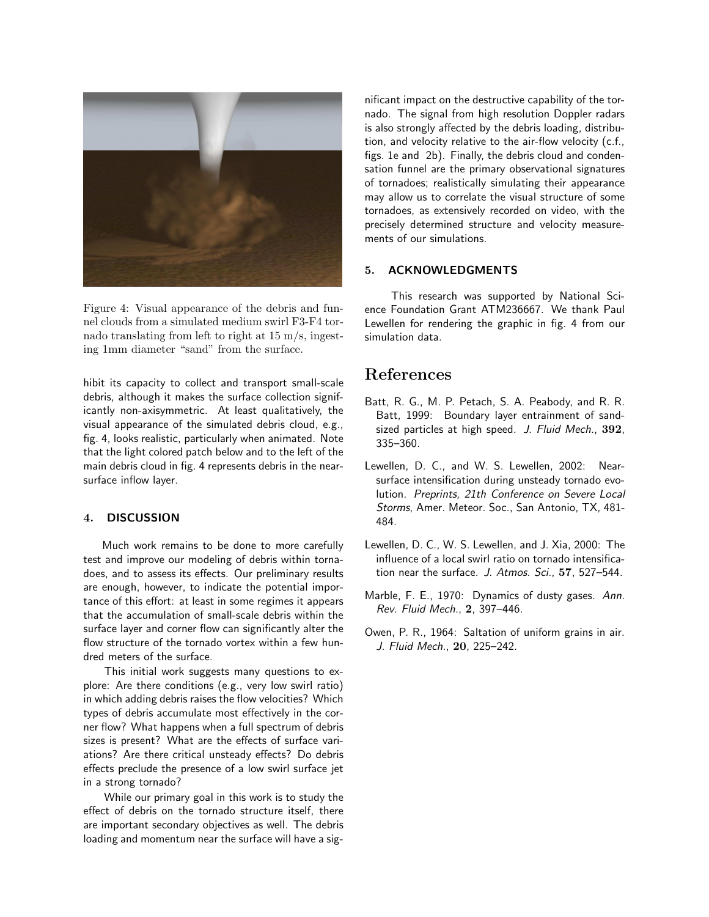Figure 4: Visual appearance of the debris and funnel clouds from a simulated medium swirl F3-F4 tornado translating from left to right at 15 m/s, ingesting 1mm diameter "sand" from the surface.

hibit its capacity to collect and transport small-scale debris, although it makes the surface collection significantly non-axisymmetric. At least qualitatively, the visual appearance of the simulated debris cloud, e.g., fig. 4, looks realistic, particularly when animated. Note that the light colored patch below and to the left of the main debris cloud in fig. 4 represents debris in the near-surface inflow layer.

## 4. DISCUSSION

Much work remains to be done to more carefully test and improve our modeling of debris within tornadoes, and to assess its effects. Our preliminary results are enough, however, to indicate the potential importance of this effort: at least in some regimes it appears that the accumulation of small-scale debris within the surface layer and corner flow can significantly alter the flow structure of the tornado vortex within a few hundred meters of the surface.

This initial work suggests many questions to explore: Are there conditions (e.g., very low swirl ratio) in which adding debris raises the flow velocities? Which types of debris accumulate most effectively in the corner flow? What happens when a full spectrum of debris sizes is present? What are the effects of surface variations? Are there critical unsteady effects? Do debris effects preclude the presence of a low swirl surface jet in a strong tornado?

While our primary goal in this work is to study the effect of debris on the tornado structure itself, there are important secondary objectives as well. The debris loading and momentum near the surface will have a significant impact on the destructive capability of the tornado. The signal from high resolution Doppler radars is also strongly affected by the debris loading, distribution, and velocity relative to the air-flow velocity (c.f., figs. 1e and 2b). Finally, the debris cloud and condensation funnel are the primary observational signatures of tornadoes; realistically simulating their appearance may allow us to correlate the visual structure of some tornadoes, as extensively recorded on video, with the precisely determined structure and velocity measurements of our simulations.

## 5. ACKNOWLEDGMENTS

This research was supported by National Science Foundation Grant ATM236667. We thank Paul Lewellen for rendering the graphic in fig. 4 from our simulation data.

# References

Batt, R. G., M. P. Petach, S. A. Peabody, and R. R. Batt, 1999: Boundary layer entrainment of sand-sized particles at high speed. *J. Fluid Mech.*, **392**, 335–360.

Lewellen, D. C., and W. S. Lewellen, 2002: Near-surface intensification during unsteady tornado evolution. *Preprints, 21th Conference on Severe Local Storms*, Amer. Meteor. Soc., San Antonio, TX, 481-484.

Lewellen, D. C., W. S. Lewellen, and J. Xia, 2000: The influence of a local swirl ratio on tornado intensification near the surface. *J. Atmos. Sci.*, **57**, 527–544.

Marble, F. E., 1970: Dynamics of dusty gases. *Ann. Rev. Fluid Mech.*, **2**, 397–446.

Owen, P. R., 1964: Saltation of uniform grains in air. *J. Fluid Mech.*, **20**, 225–242.